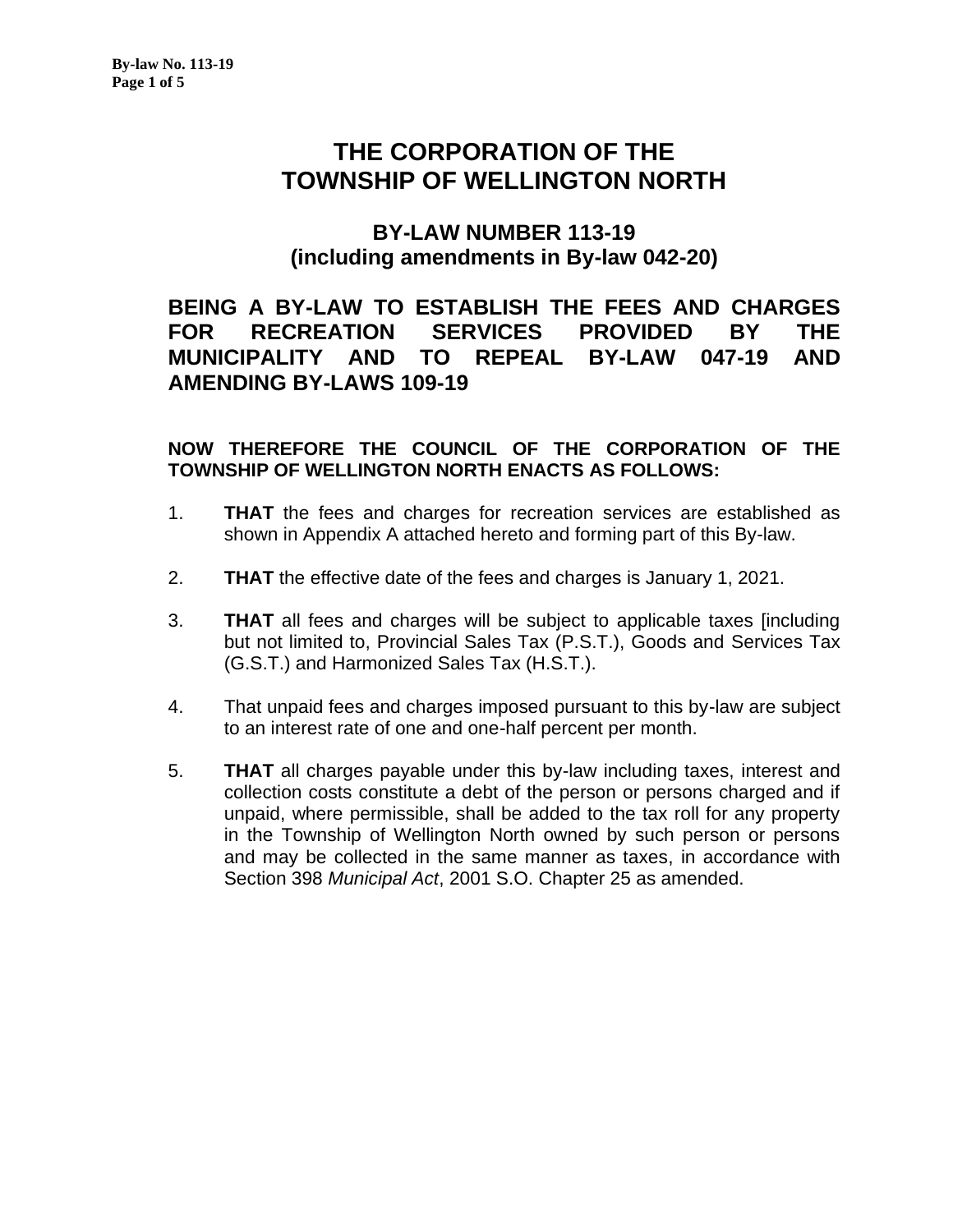# THE CORPORATION OF THE TOWNSHIP OF WELLINGTON NORTH

## BY-LAW NUMBER 113-19
## (including amendments in By-law 042-20)

### BEING A BY-LAW TO ESTABLISH THE FEES AND CHARGES FOR RECREATION SERVICES PROVIDED BY THE MUNICIPALITY AND TO REPEAL BY-LAW 047-19 AND AMENDING BY-LAWS 109-19

**NOW THEREFORE THE COUNCIL OF THE CORPORATION OF THE TOWNSHIP OF WELLINGTON NORTH ENACTS AS FOLLOWS:**

1. **THAT** the fees and charges for recreation services are established as shown in Appendix A attached hereto and forming part of this By-law.

2. **THAT** the effective date of the fees and charges is January 1, 2021.

3. **THAT** all fees and charges will be subject to applicable taxes [including but not limited to, Provincial Sales Tax (P.S.T.), Goods and Services Tax (G.S.T.) and Harmonized Sales Tax (H.S.T.).

4. That unpaid fees and charges imposed pursuant to this by-law are subject to an interest rate of one and one-half percent per month.

5. **THAT** all charges payable under this by-law including taxes, interest and collection costs constitute a debt of the person or persons charged and if unpaid, where permissible, shall be added to the tax roll for any property in the Township of Wellington North owned by such person or persons and may be collected in the same manner as taxes, in accordance with Section 398 *Municipal Act*, 2001 S.O. Chapter 25 as amended.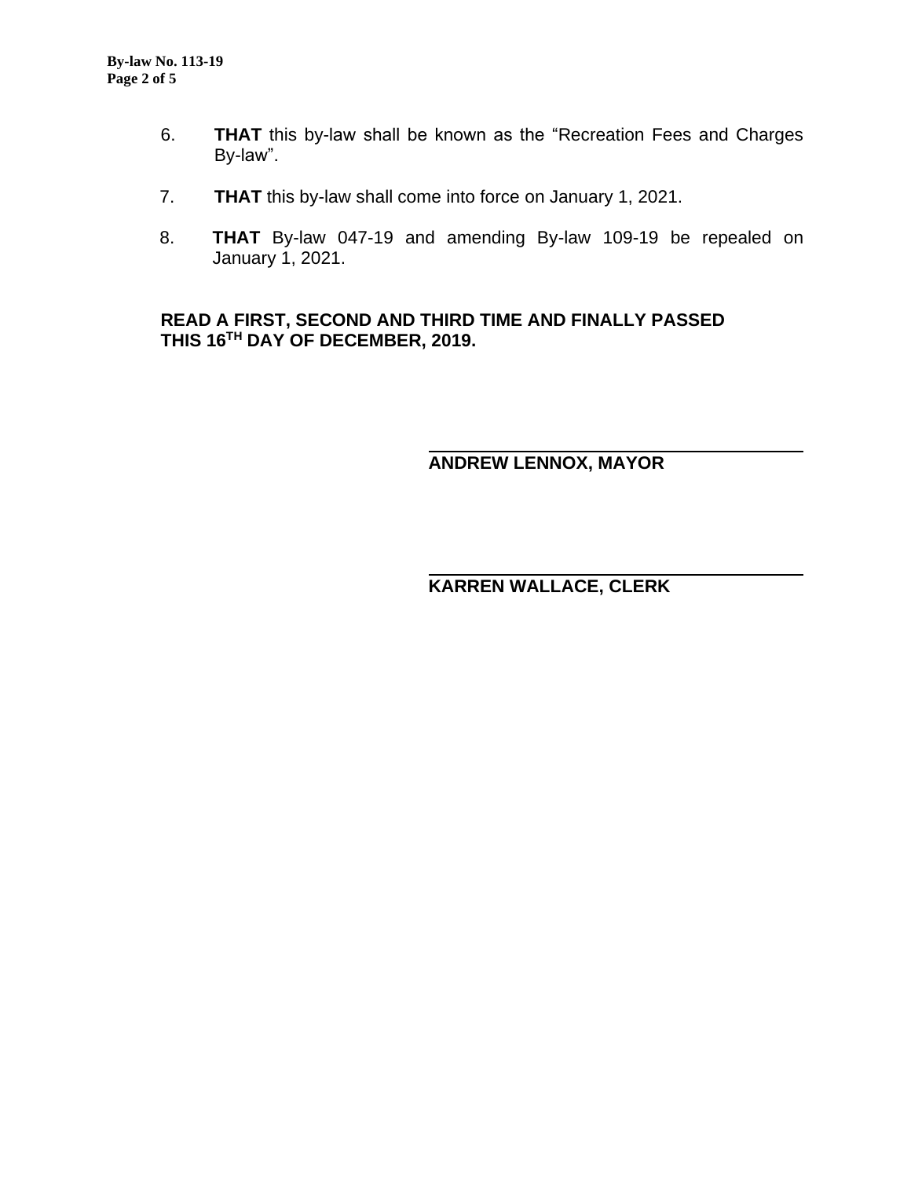6. **THAT** this by-law shall be known as the "Recreation Fees and Charges By-law".

7. **THAT** this by-law shall come into force on January 1, 2021.

8. **THAT** By-law 047-19 and amending By-law 109-19 be repealed on January 1, 2021.

**READ A FIRST, SECOND AND THIRD TIME AND FINALLY PASSED THIS 16TH DAY OF DECEMBER, 2019.**

**ANDREW LENNOX, MAYOR**

**KARREN WALLACE, CLERK**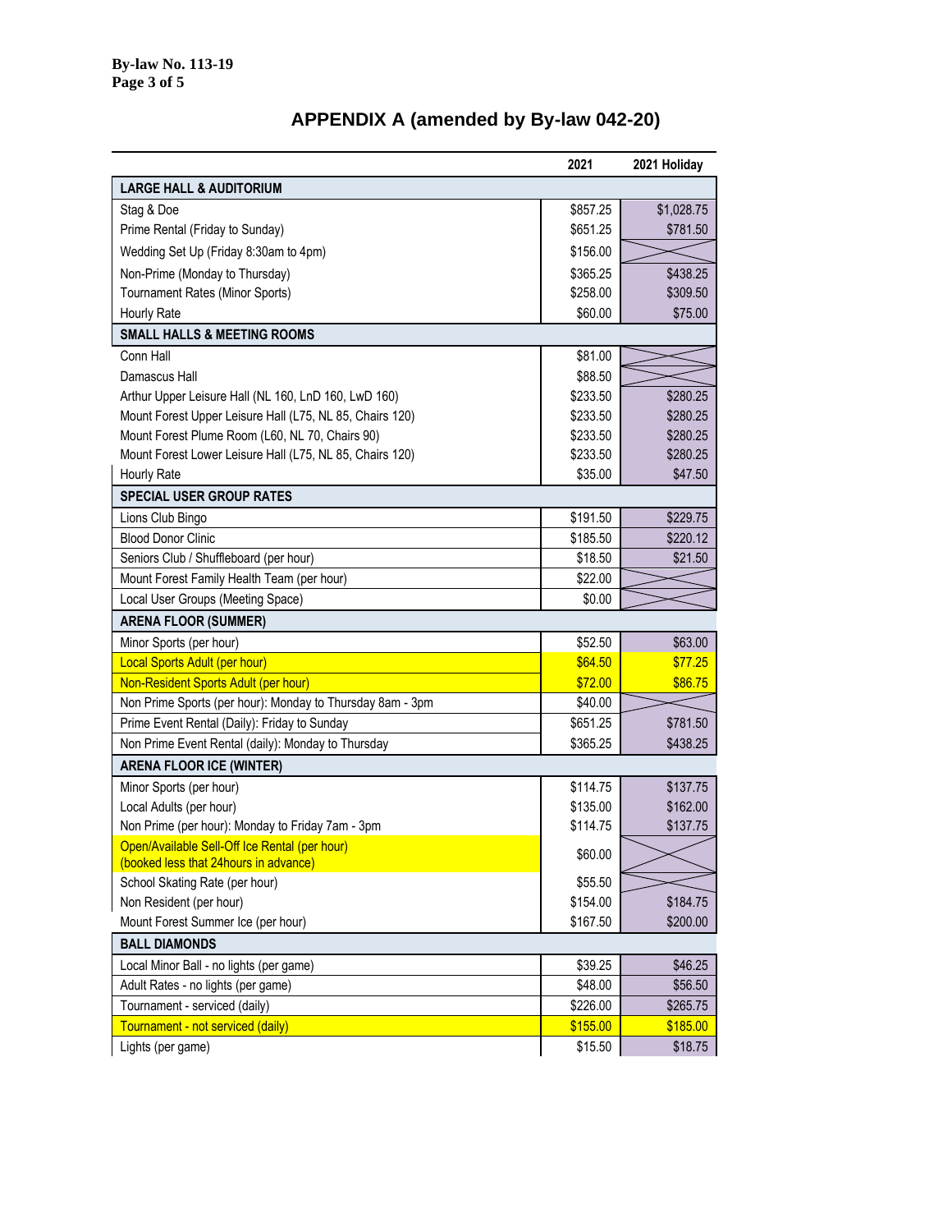By-law No. 113-19

## APPENDIX A (amended by By-law 042-20)

| | 2021 | 2021 Holiday |
|---|---|---|
| **LARGE HALL & AUDITORIUM** | | |
| Stag & Doe | $857.25 | $1,028.75 |
| Prime Rental (Friday to Sunday) | $651.25 | $781.50 |
| Wedding Set Up (Friday 8:30am to 4pm) | $156.00 | |
| Non-Prime (Monday to Thursday) | $365.25 | $438.25 |
| Tournament Rates (Minor Sports) | $258.00 | $309.50 |
| Hourly Rate | $60.00 | $75.00 |
| **SMALL HALLS & MEETING ROOMS** | | |
| Conn Hall | $81.00 | |
| Damascus Hall | $88.50 | |
| Arthur Upper Leisure Hall (NL 160, LnD 160, LwD 160) | $233.50 | $280.25 |
| Mount Forest Upper Leisure Hall (L75, NL 85, Chairs 120) | $233.50 | $280.25 |
| Mount Forest Plume Room (L60, NL 70, Chairs 90) | $233.50 | $280.25 |
| Mount Forest Lower Leisure Hall (L75, NL 85, Chairs 120) | $233.50 | $280.25 |
| Hourly Rate | $35.00 | $47.50 |
| **SPECIAL USER GROUP RATES** | | |
| Lions Club Bingo | $191.50 | $229.75 |
| Blood Donor Clinic | $185.50 | $220.12 |
| Seniors Club / Shuffleboard (per hour) | $18.50 | $21.50 |
| Mount Forest Family Health Team (per hour) | $22.00 | |
| Local User Groups (Meeting Space) | $0.00 | |
| **ARENA FLOOR (SUMMER)** | | |
| Minor Sports (per hour) | $52.50 | $63.00 |
| Local Sports Adult (per hour) | $64.50 | $77.25 |
| Non-Resident Sports Adult (per hour) | $72.00 | $86.75 |
| Non Prime Sports (per hour): Monday to Thursday 8am - 3pm | $40.00 | |
| Prime Event Rental (Daily): Friday to Sunday | $651.25 | $781.50 |
| Non Prime Event Rental (daily): Monday to Thursday | $365.25 | $438.25 |
| **ARENA FLOOR ICE (WINTER)** | | |
| Minor Sports (per hour) | $114.75 | $137.75 |
| Local Adults (per hour) | $135.00 | $162.00 |
| Non Prime (per hour): Monday to Friday 7am - 3pm | $114.75 | $137.75 |
| Open/Available Sell-Off Ice Rental (per hour) (booked less that 24hours in advance) | $60.00 | |
| School Skating Rate (per hour) | $55.50 | |
| Non Resident (per hour) | $154.00 | $184.75 |
| Mount Forest Summer Ice (per hour) | $167.50 | $200.00 |
| **BALL DIAMONDS** | | |
| Local Minor Ball - no lights (per game) | $39.25 | $46.25 |
| Adult Rates - no lights (per game) | $48.00 | $56.50 |
| Tournament - serviced (daily) | $226.00 | $265.75 |
| Tournament - not serviced (daily) | $155.00 | $185.00 |
| Lights (per game) | $15.50 | $18.75 |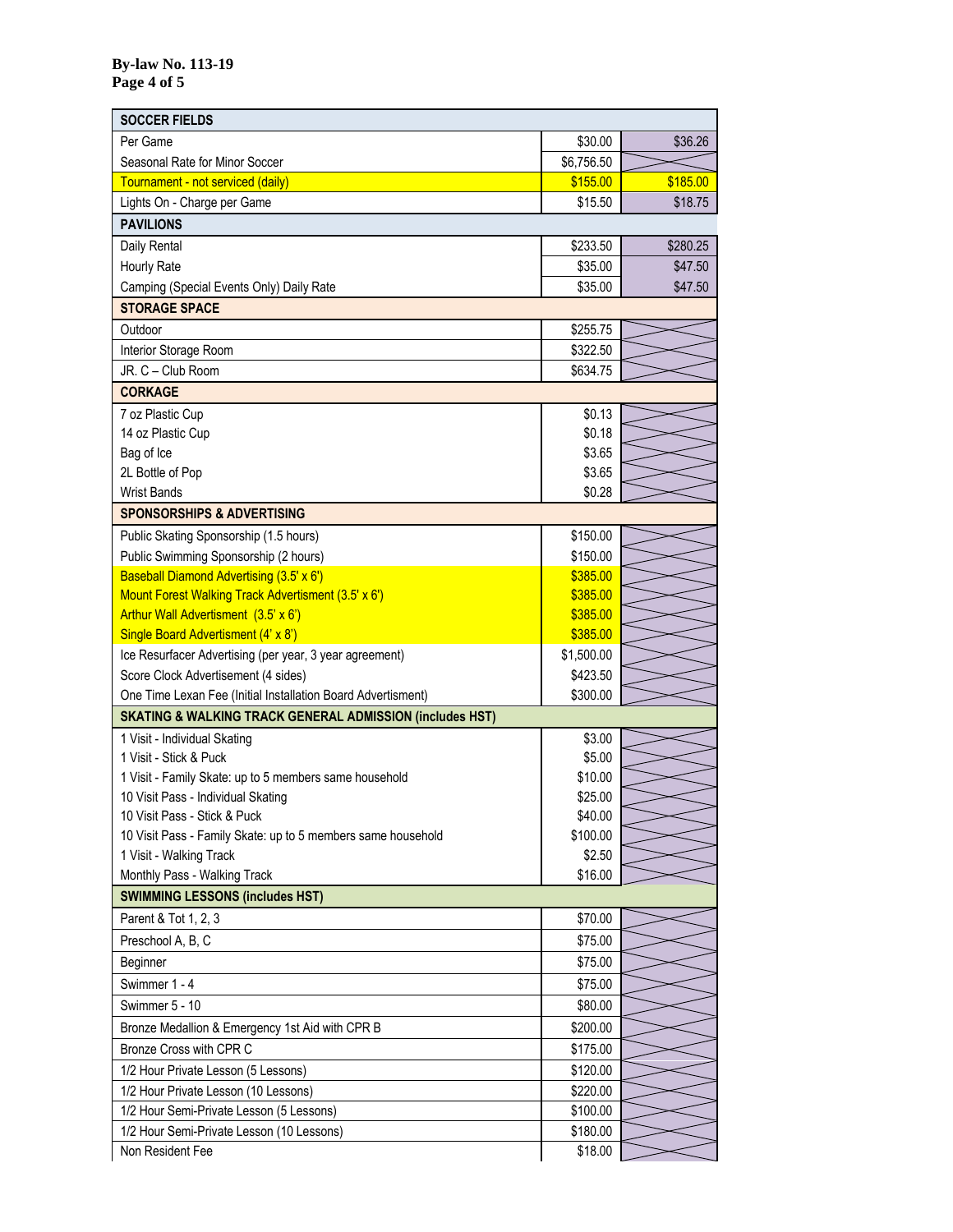**By-law No. 113-19**

| SOCCER FIELDS | | |
|---|---|---|
| Per Game | $30.00 | $36.26 |
| Seasonal Rate for Minor Soccer | $6,756.50 | |
| Tournament - not serviced (daily) | $155.00 | $185.00 |
| Lights On - Charge per Game | $15.50 | $18.75 |
| **PAVILIONS** | | |
| Daily Rental | $233.50 | $280.25 |
| Hourly Rate | $35.00 | $47.50 |
| Camping (Special Events Only) Daily Rate | $35.00 | $47.50 |
| **STORAGE SPACE** | | |
| Outdoor | $255.75 | |
| Interior Storage Room | $322.50 | |
| JR. C – Club Room | $634.75 | |
| **CORKAGE** | | |
| 7 oz Plastic Cup | $0.13 | |
| 14 oz Plastic Cup | $0.18 | |
| Bag of Ice | $3.65 | |
| 2L Bottle of Pop | $3.65 | |
| Wrist Bands | $0.28 | |
| **SPONSORSHIPS & ADVERTISING** | | |
| Public Skating Sponsorship (1.5 hours) | $150.00 | |
| Public Swimming Sponsorship (2 hours) | $150.00 | |
| Baseball Diamond Advertising (3.5' x 6') | $385.00 | |
| Mount Forest Walking Track Advertisment (3.5' x 6') | $385.00 | |
| Arthur Wall Advertisement (3.5' x 6') | $385.00 | |
| Single Board Advertisment (4' x 8') | $385.00 | |
| Ice Resurfacer Advertising (per year, 3 year agreement) | $1,500.00 | |
| Score Clock Advertisement (4 sides) | $423.50 | |
| One Time Lexan Fee (Initial Installation Board Advertisment) | $300.00 | |
| **SKATING & WALKING TRACK GENERAL ADMISSION (includes HST)** | | |
| 1 Visit - Individual Skating | $3.00 | |
| 1 Visit - Stick & Puck | $5.00 | |
| 1 Visit - Family Skate: up to 5 members same household | $10.00 | |
| 10 Visit Pass - Individual Skating | $25.00 | |
| 10 Visit Pass - Stick & Puck | $40.00 | |
| 10 Visit Pass - Family Skate: up to 5 members same household | $100.00 | |
| 1 Visit - Walking Track | $2.50 | |
| Monthly Pass - Walking Track | $16.00 | |
| **SWIMMING LESSONS (includes HST)** | | |
| Parent & Tot 1, 2, 3 | $70.00 | |
| Preschool A, B, C | $75.00 | |
| Beginner | $75.00 | |
| Swimmer 1 - 4 | $75.00 | |
| Swimmer 5 - 10 | $80.00 | |
| Bronze Medallion & Emergency 1st Aid with CPR B | $200.00 | |
| Bronze Cross with CPR C | $175.00 | |
| 1/2 Hour Private Lesson (5 Lessons) | $120.00 | |
| 1/2 Hour Private Lesson (10 Lessons) | $220.00 | |
| 1/2 Hour Semi-Private Lesson (5 Lessons) | $100.00 | |
| 1/2 Hour Semi-Private Lesson (10 Lessons) | $180.00 | |
| Non Resident Fee | $18.00 | |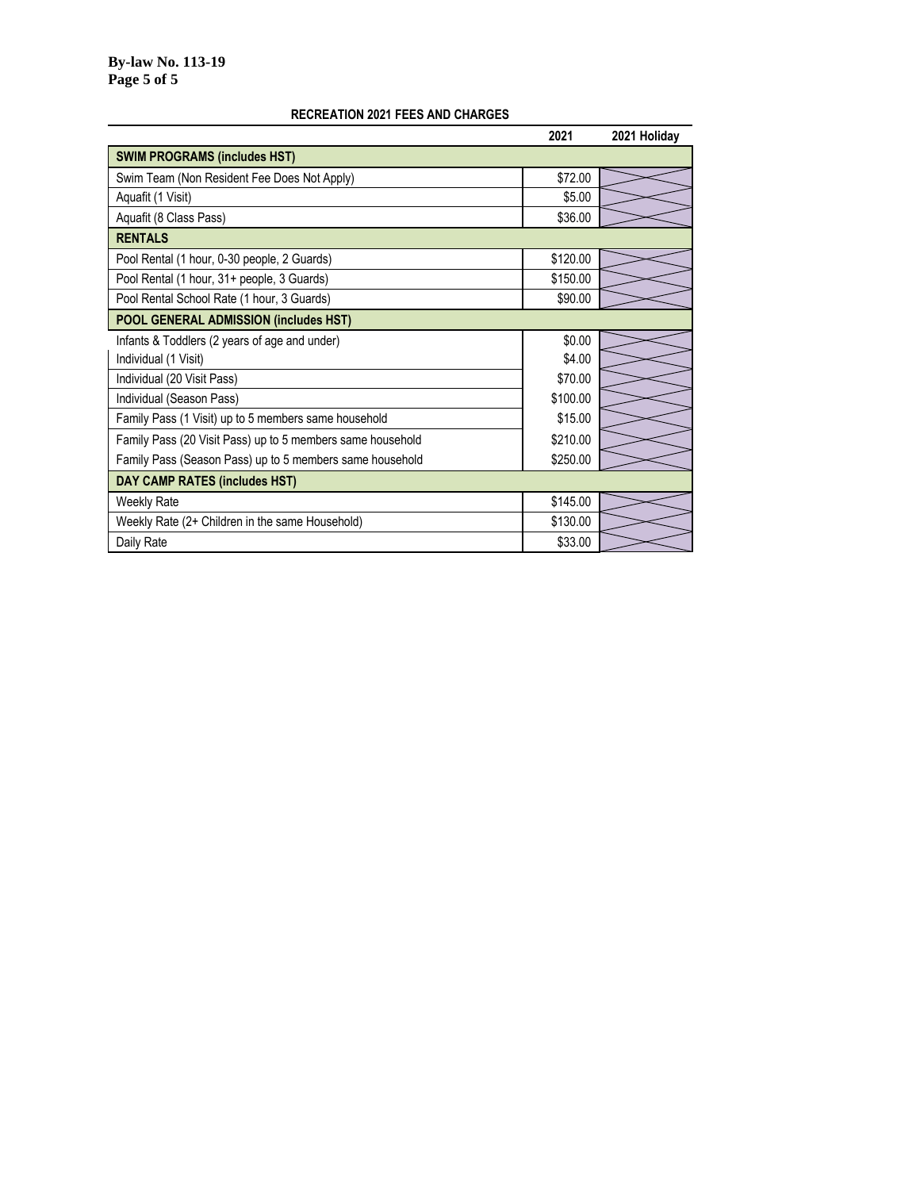**By-law No. 113-19**

## RECREATION 2021 FEES AND CHARGES

| | 2021 | 2021 Holiday |
|---|---|---|
| **SWIM PROGRAMS (includes HST)** | | |
| Swim Team (Non Resident Fee Does Not Apply) | $72.00 | |
| Aquafit (1 Visit) | $5.00 | |
| Aquafit (8 Class Pass) | $36.00 | |
| **RENTALS** | | |
| Pool Rental (1 hour, 0-30 people, 2 Guards) | $120.00 | |
| Pool Rental (1 hour, 31+ people, 3 Guards) | $150.00 | |
| Pool Rental School Rate (1 hour, 3 Guards) | $90.00 | |
| **POOL GENERAL ADMISSION (includes HST)** | | |
| Infants & Toddlers (2 years of age and under) | $0.00 | |
| Individual (1 Visit) | $4.00 | |
| Individual (20 Visit Pass) | $70.00 | |
| Individual (Season Pass) | $100.00 | |
| Family Pass (1 Visit) up to 5 members same household | $15.00 | |
| Family Pass (20 Visit Pass) up to 5 members same household | $210.00 | |
| Family Pass (Season Pass) up to 5 members same household | $250.00 | |
| **DAY CAMP RATES (includes HST)** | | |
| Weekly Rate | $145.00 | |
| Weekly Rate (2+ Children in the same Household) | $130.00 | |
| Daily Rate | $33.00 | |